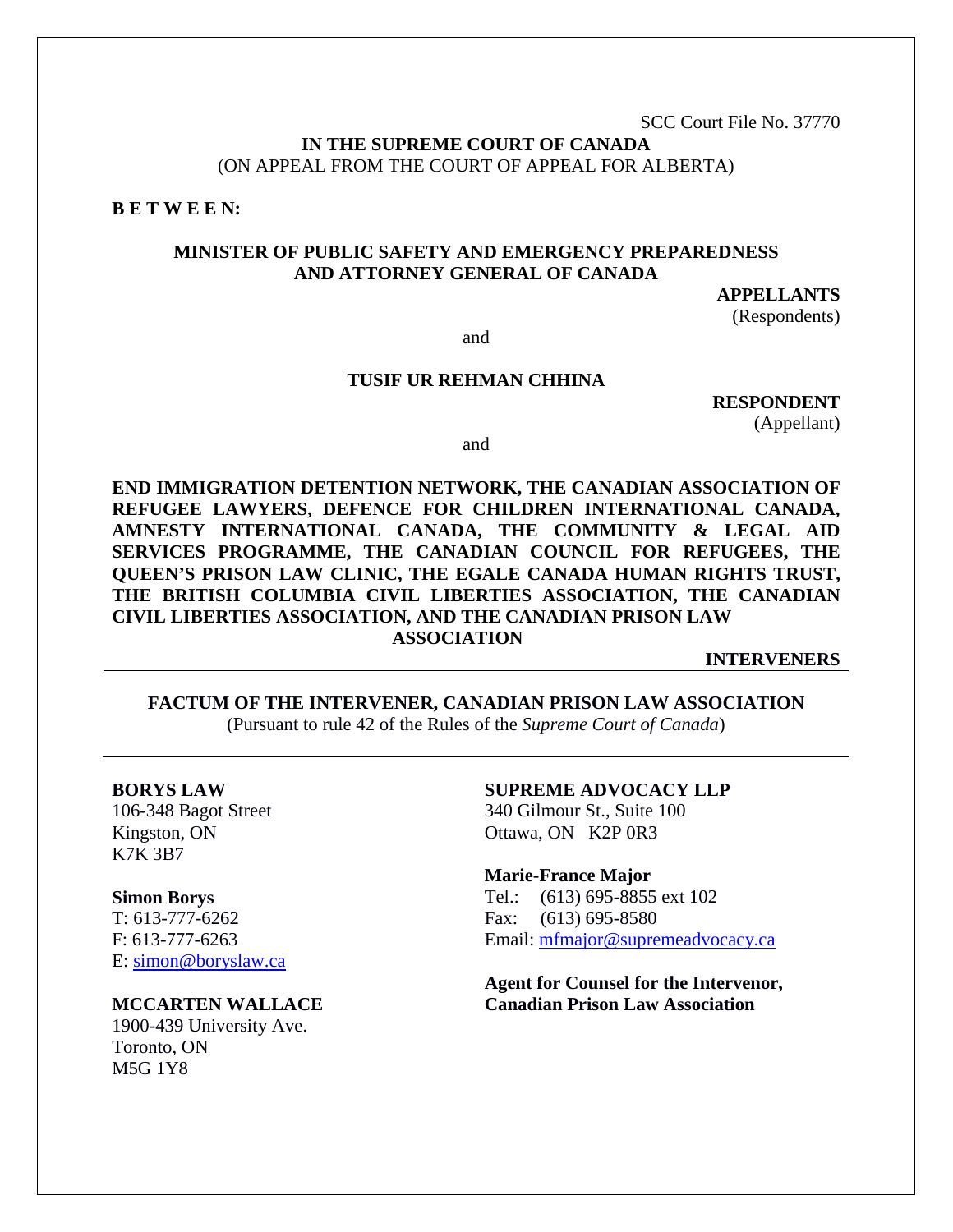SCC Court File No. 37770

**IN THE SUPREME COURT OF CANADA**
(ON APPEAL FROM THE COURT OF APPEAL FOR ALBERTA)

**B E T W E E N:**

**MINISTER OF PUBLIC SAFETY AND EMERGENCY PREPAREDNESS AND ATTORNEY GENERAL OF CANADA**

**APPELLANTS**
(Respondents)

and

**TUSIF UR REHMAN CHHINA**

**RESPONDENT**
(Appellant)

and

**END IMMIGRATION DETENTION NETWORK, THE CANADIAN ASSOCIATION OF REFUGEE LAWYERS, DEFENCE FOR CHILDREN INTERNATIONAL CANADA, AMNESTY INTERNATIONAL CANADA, THE COMMUNITY & LEGAL AID SERVICES PROGRAMME, THE CANADIAN COUNCIL FOR REFUGEES, THE QUEEN'S PRISON LAW CLINIC, THE EGALE CANADA HUMAN RIGHTS TRUST, THE BRITISH COLUMBIA CIVIL LIBERTIES ASSOCIATION, THE CANADIAN CIVIL LIBERTIES ASSOCIATION, AND THE CANADIAN PRISON LAW ASSOCIATION**

**INTERVENERS**

---

**FACTUM OF THE INTERVENER, CANADIAN PRISON LAW ASSOCIATION**
(Pursuant to rule 42 of the Rules of the *Supreme Court of Canada*)

---

**BORYS LAW**
106-348 Bagot Street
Kingston, ON
K7K 3B7

**Simon Borys**
T: 613-777-6262
F: 613-777-6263
E: simon@boryslaw.ca

**MCCARTEN WALLACE**
1900-439 University Ave.
Toronto, ON
M5G 1Y8

**SUPREME ADVOCACY LLP**
340 Gilmour St., Suite 100
Ottawa, ON K2P 0R3

**Marie-France Major**
Tel.: (613) 695-8855 ext 102
Fax: (613) 695-8580
Email: mfmajor@supremeadvocacy.ca

**Agent for Counsel for the Intervenor, Canadian Prison Law Association**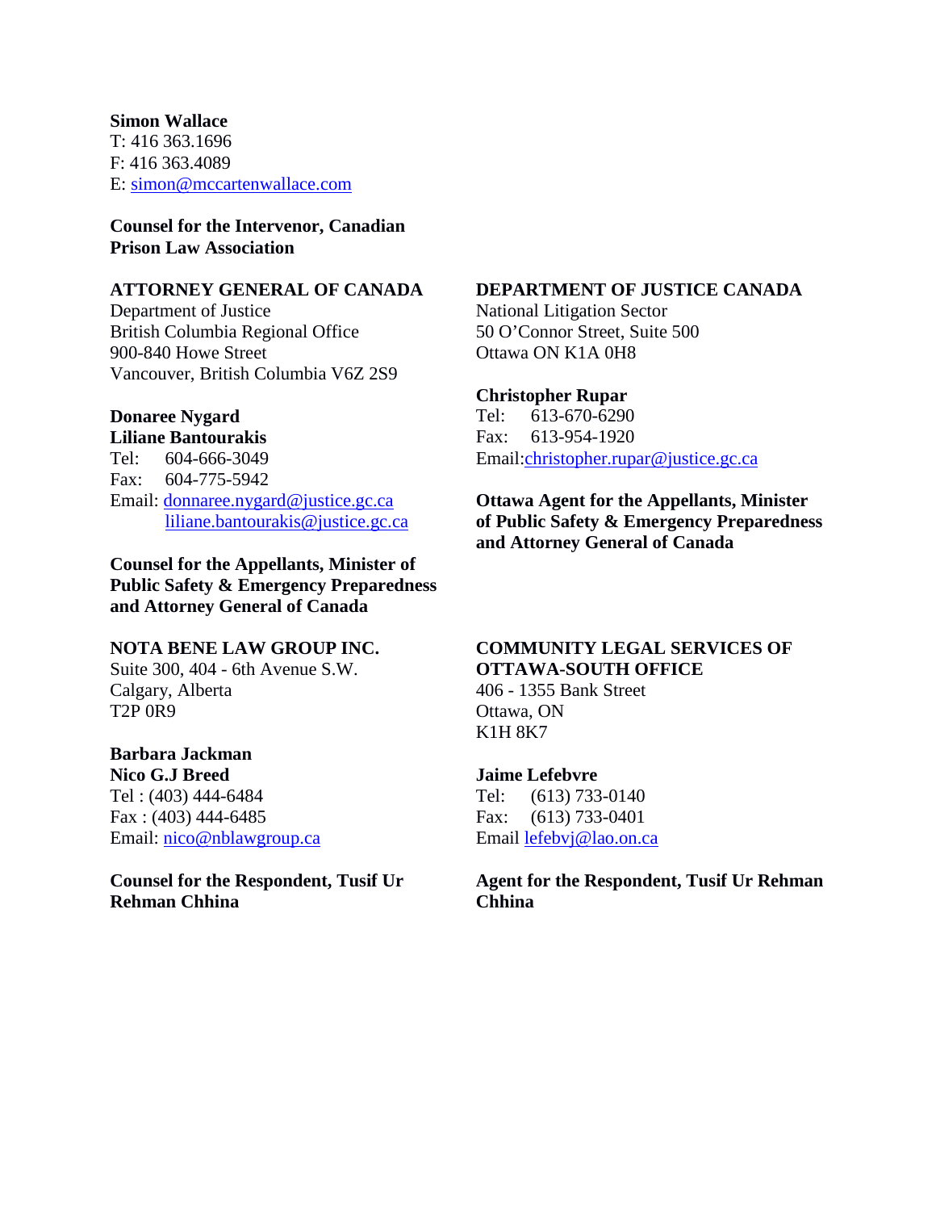**Simon Wallace**
T: 416 363.1696
F: 416 363.4089
E: simon@mccartenwallace.com

**Counsel for the Intervenor, Canadian Prison Law Association**

**ATTORNEY GENERAL OF CANADA**
Department of Justice
British Columbia Regional Office
900-840 Howe Street
Vancouver, British Columbia V6Z 2S9

**Donaree Nygard**
**Liliane Bantourakis**
Tel: 604-666-3049
Fax: 604-775-5942
Email: donnaree.nygard@justice.gc.ca
liliane.bantourakis@justice.gc.ca

**Counsel for the Appellants, Minister of Public Safety & Emergency Preparedness and Attorney General of Canada**

**DEPARTMENT OF JUSTICE CANADA**
National Litigation Sector
50 O'Connor Street, Suite 500
Ottawa ON K1A 0H8

**Christopher Rupar**
Tel: 613-670-6290
Fax: 613-954-1920
Email:christopher.rupar@justice.gc.ca

**Ottawa Agent for the Appellants, Minister of Public Safety & Emergency Preparedness and Attorney General of Canada**

**NOTA BENE LAW GROUP INC.**
Suite 300, 404 - 6th Avenue S.W.
Calgary, Alberta
T2P 0R9

**Barbara Jackman**
**Nico G.J Breed**
Tel : (403) 444-6484
Fax : (403) 444-6485
Email: nico@nblawgroup.ca

**Counsel for the Respondent, Tusif Ur Rehman Chhina**

**COMMUNITY LEGAL SERVICES OF OTTAWA-SOUTH OFFICE**
406 - 1355 Bank Street
Ottawa, ON
K1H 8K7

**Jaime Lefebvre**
Tel: (613) 733-0140
Fax: (613) 733-0401
Email lefebvj@lao.on.ca

**Agent for the Respondent, Tusif Ur Rehman Chhina**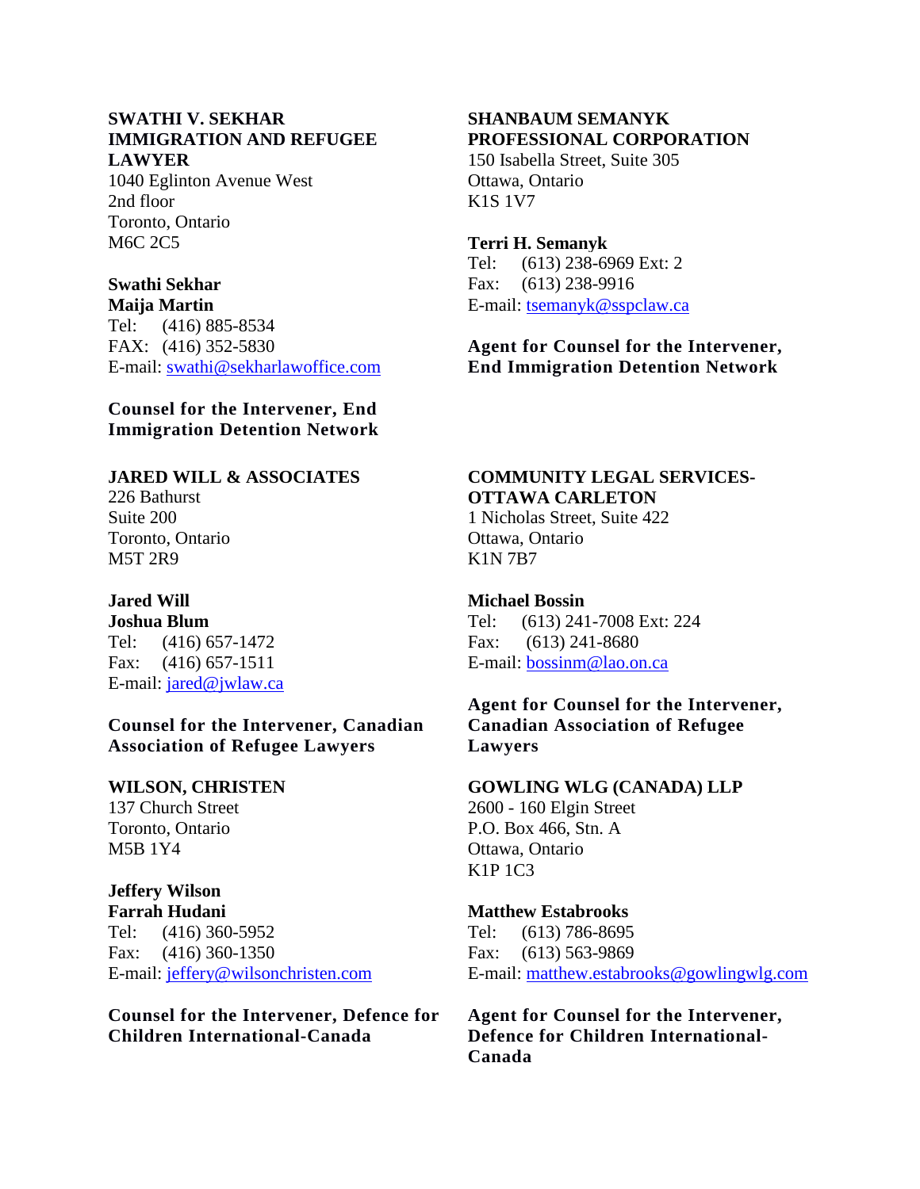**SWATHI V. SEKHAR IMMIGRATION AND REFUGEE LAWYER**
1040 Eglinton Avenue West
2nd floor
Toronto, Ontario
M6C 2C5

**Swathi Sekhar**
**Maija Martin**
Tel: (416) 885-8534
FAX: (416) 352-5830
E-mail: swathi@sekharlawoffice.com

**Counsel for the Intervener, End Immigration Detention Network**

**SHANBAUM SEMANYK PROFESSIONAL CORPORATION**
150 Isabella Street, Suite 305
Ottawa, Ontario
K1S 1V7

**Terri H. Semanyk**
Tel: (613) 238-6969 Ext: 2
Fax: (613) 238-9916
E-mail: tsemanyk@sspclaw.ca

**Agent for Counsel for the Intervener, End Immigration Detention Network**

**JARED WILL & ASSOCIATES**
226 Bathurst
Suite 200
Toronto, Ontario
M5T 2R9

**Jared Will**
**Joshua Blum**
Tel: (416) 657-1472
Fax: (416) 657-1511
E-mail: jared@jwlaw.ca

**Counsel for the Intervener, Canadian Association of Refugee Lawyers**

**COMMUNITY LEGAL SERVICES-OTTAWA CARLETON**
1 Nicholas Street, Suite 422
Ottawa, Ontario
K1N 7B7

**Michael Bossin**
Tel: (613) 241-7008 Ext: 224
Fax: (613) 241-8680
E-mail: bossinm@lao.on.ca

**Agent for Counsel for the Intervener, Canadian Association of Refugee Lawyers**

**WILSON, CHRISTEN**
137 Church Street
Toronto, Ontario
M5B 1Y4

**Jeffery Wilson**
**Farrah Hudani**
Tel: (416) 360-5952
Fax: (416) 360-1350
E-mail: jeffery@wilsonchristen.com

**Counsel for the Intervener, Defence for Children International-Canada**

**GOWLING WLG (CANADA) LLP**
2600 - 160 Elgin Street
P.O. Box 466, Stn. A
Ottawa, Ontario
K1P 1C3

**Matthew Estabrooks**
Tel: (613) 786-8695
Fax: (613) 563-9869
E-mail: matthew.estabrooks@gowlingwlg.com

**Agent for Counsel for the Intervener, Defence for Children International-Canada**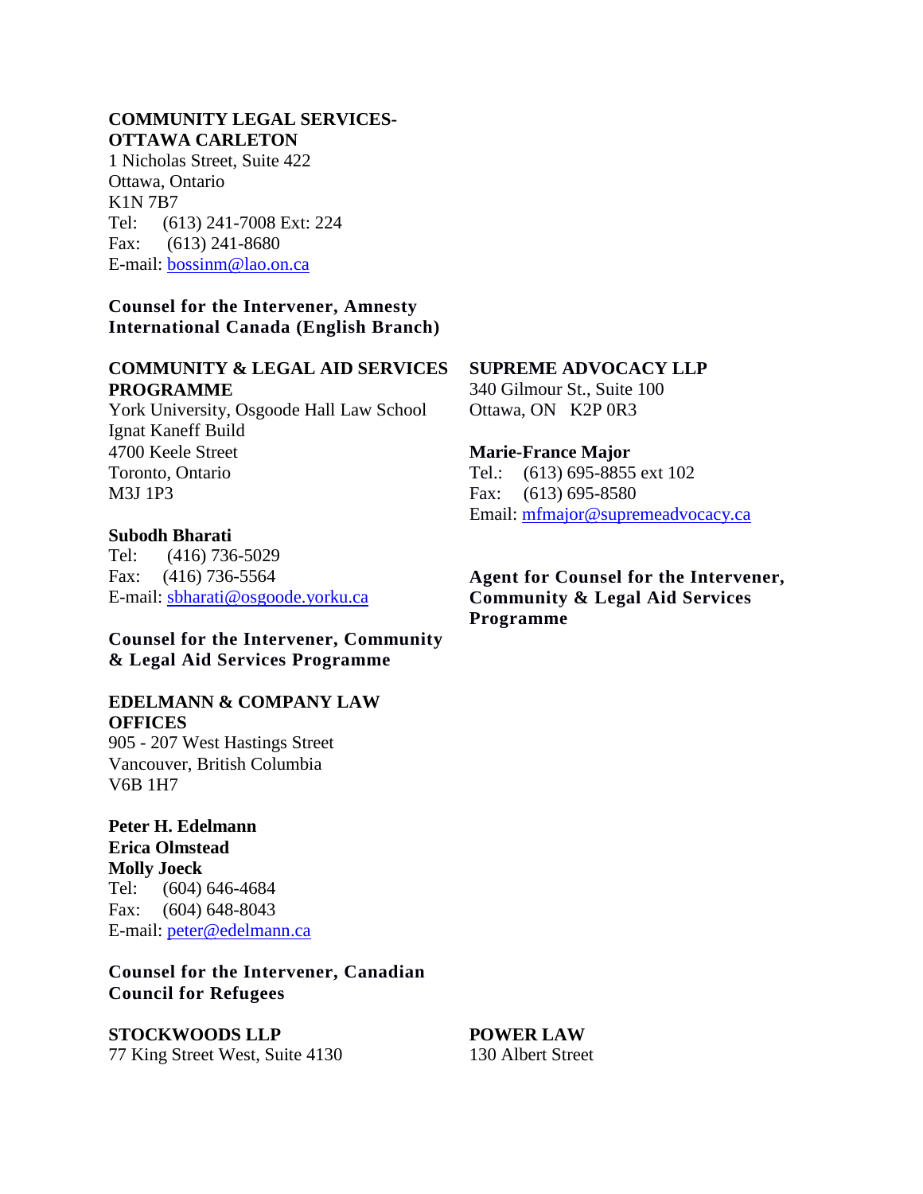**COMMUNITY LEGAL SERVICES-OTTAWA CARLETON**
1 Nicholas Street, Suite 422
Ottawa, Ontario
K1N 7B7
Tel: (613) 241-7008 Ext: 224
Fax: (613) 241-8680
E-mail: bossinm@lao.on.ca

**Counsel for the Intervener, Amnesty International Canada (English Branch)**

**COMMUNITY & LEGAL AID SERVICES PROGRAMME**
York University, Osgoode Hall Law School
Ignat Kaneff Build
4700 Keele Street
Toronto, Ontario
M3J 1P3

**Subodh Bharati**
Tel: (416) 736-5029
Fax: (416) 736-5564
E-mail: sbharati@osgoode.yorku.ca

**Counsel for the Intervener, Community & Legal Aid Services Programme**

**SUPREME ADVOCACY LLP**
340 Gilmour St., Suite 100
Ottawa, ON K2P 0R3

**Marie-France Major**
Tel.: (613) 695-8855 ext 102
Fax: (613) 695-8580
Email: mfmajor@supremeadvocacy.ca

**Agent for Counsel for the Intervener, Community & Legal Aid Services Programme**

**EDELMANN & COMPANY LAW OFFICES**
905 - 207 West Hastings Street
Vancouver, British Columbia
V6B 1H7

**Peter H. Edelmann**
**Erica Olmstead**
**Molly Joeck**
Tel: (604) 646-4684
Fax: (604) 648-8043
E-mail: peter@edelmann.ca

**Counsel for the Intervener, Canadian Council for Refugees**

**STOCKWOODS LLP**
77 King Street West, Suite 4130

**POWER LAW**
130 Albert Street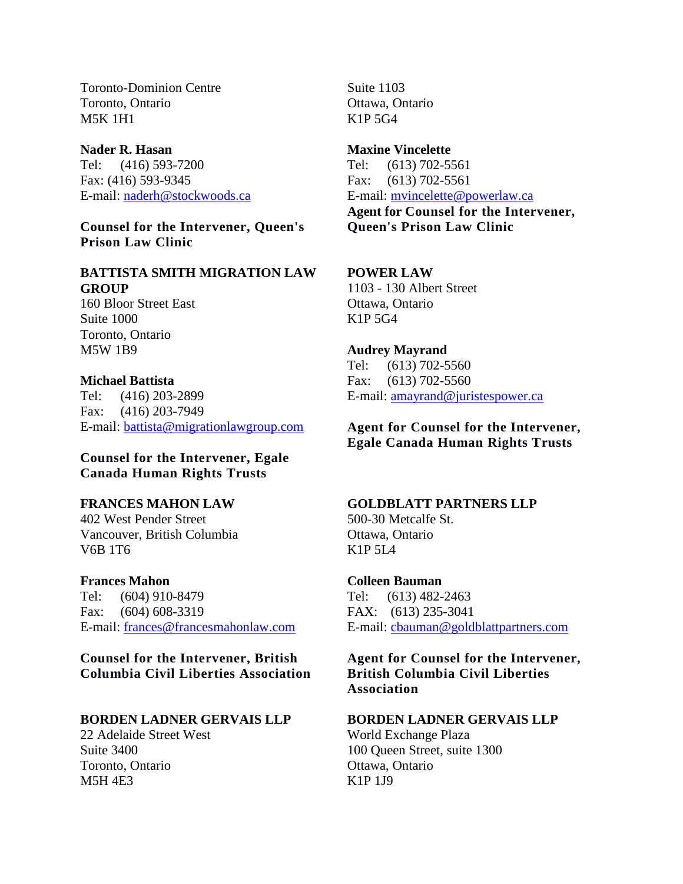Toronto-Dominion Centre
Toronto, Ontario
M5K 1H1

**Nader R. Hasan**
Tel: (416) 593-7200
Fax: (416) 593-9345
E-mail: naderh@stockwoods.ca

**Counsel for the Intervener, Queen's Prison Law Clinic**

Suite 1103
Ottawa, Ontario
K1P 5G4

**Maxine Vincelette**
Tel: (613) 702-5561
Fax: (613) 702-5561
E-mail: mvincelette@powerlaw.ca
**Agent for Counsel for the Intervener, Queen's Prison Law Clinic**

**BATTISTA SMITH MIGRATION LAW GROUP**
160 Bloor Street East
Suite 1000
Toronto, Ontario
M5W 1B9

**Michael Battista**
Tel: (416) 203-2899
Fax: (416) 203-7949
E-mail: battista@migrationlawgroup.com

**Counsel for the Intervener, Egale Canada Human Rights Trusts**

**POWER LAW**
1103 - 130 Albert Street
Ottawa, Ontario
K1P 5G4

**Audrey Mayrand**
Tel: (613) 702-5560
Fax: (613) 702-5560
E-mail: amayrand@juristespower.ca

**Agent for Counsel for the Intervener, Egale Canada Human Rights Trusts**

**FRANCES MAHON LAW**
402 West Pender Street
Vancouver, British Columbia
V6B 1T6

**Frances Mahon**
Tel: (604) 910-8479
Fax: (604) 608-3319
E-mail: frances@francesmahonlaw.com

**Counsel for the Intervener, British Columbia Civil Liberties Association**

**GOLDBLATT PARTNERS LLP**
500-30 Metcalfe St.
Ottawa, Ontario
K1P 5L4

**Colleen Bauman**
Tel: (613) 482-2463
FAX: (613) 235-3041
E-mail: cbauman@goldblattpartners.com

**Agent for Counsel for the Intervener, British Columbia Civil Liberties Association**

**BORDEN LADNER GERVAIS LLP**
22 Adelaide Street West
Suite 3400
Toronto, Ontario
M5H 4E3

**BORDEN LADNER GERVAIS LLP**
World Exchange Plaza
100 Queen Street, suite 1300
Ottawa, Ontario
K1P 1J9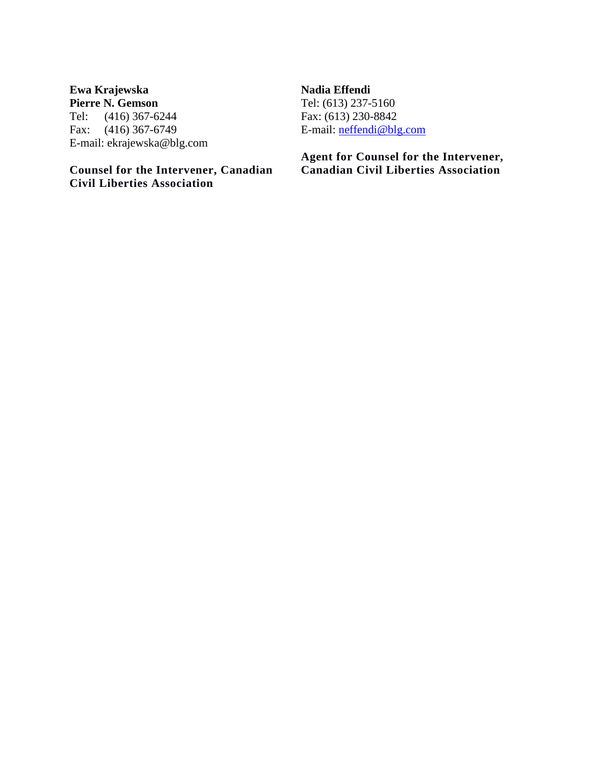**Ewa Krajewska**
**Pierre N. Gemson**
Tel: (416) 367-6244
Fax: (416) 367-6749
E-mail: ekrajewska@blg.com

**Counsel for the Intervener, Canadian Civil Liberties Association**

**Nadia Effendi**
Tel: (613) 237-5160
Fax: (613) 230-8842
E-mail: neffendi@blg.com

**Agent for Counsel for the Intervener, Canadian Civil Liberties Association**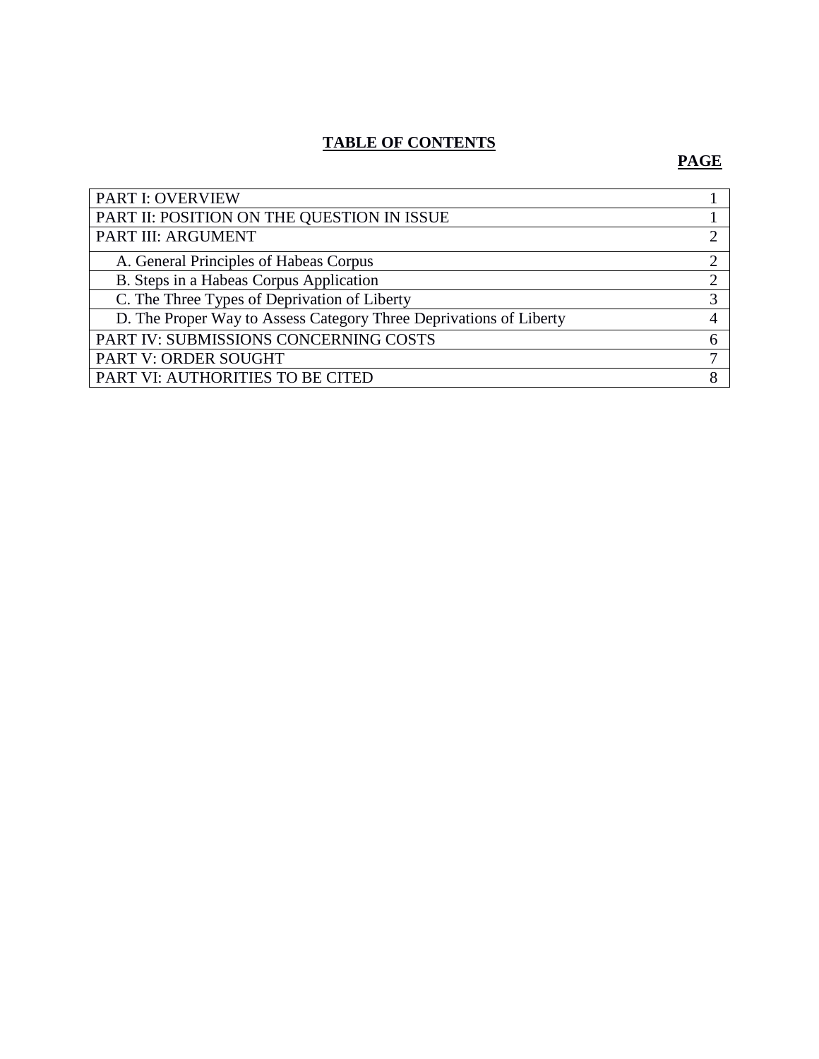## TABLE OF CONTENTS

| | PAGE |
|---|---|
| PART I: OVERVIEW | 1 |
| PART II: POSITION ON THE QUESTION IN ISSUE | 1 |
| PART III: ARGUMENT | 2 |
| A. General Principles of Habeas Corpus | 2 |
| B. Steps in a Habeas Corpus Application | 2 |
| C. The Three Types of Deprivation of Liberty | 3 |
| D. The Proper Way to Assess Category Three Deprivations of Liberty | 4 |
| PART IV: SUBMISSIONS CONCERNING COSTS | 6 |
| PART V: ORDER SOUGHT | 7 |
| PART VI: AUTHORITIES TO BE CITED | 8 |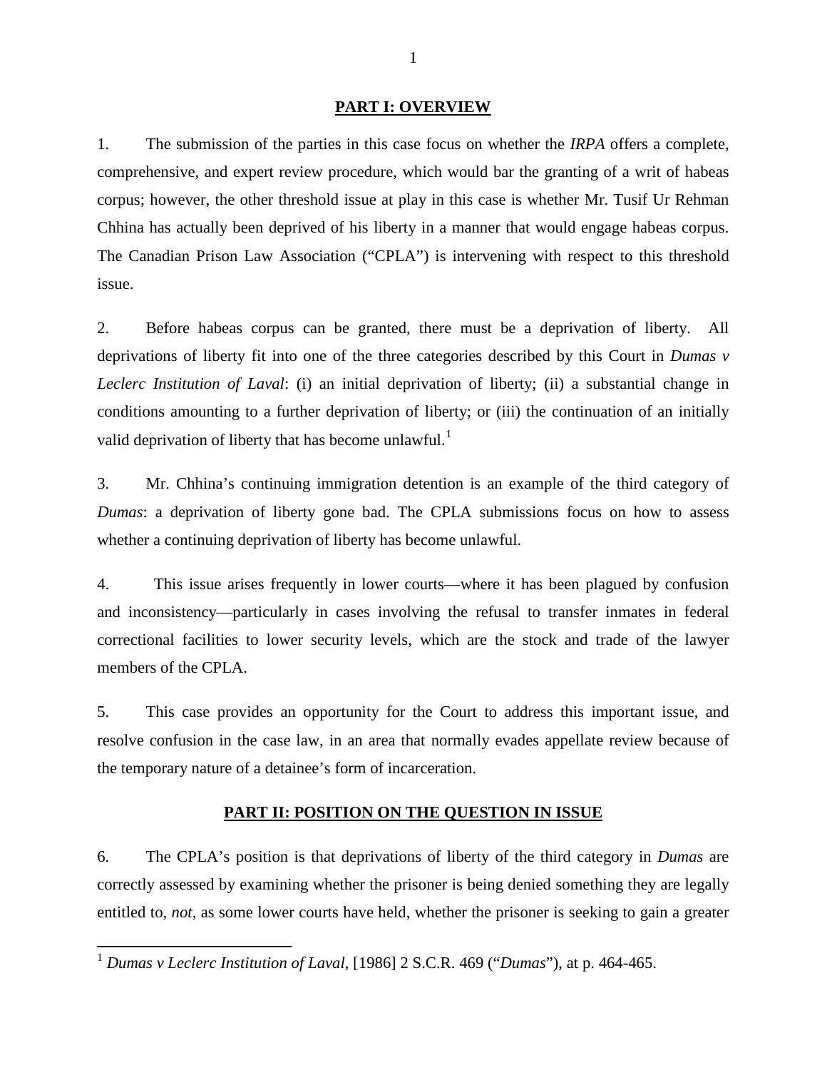## PART I: OVERVIEW

1. The submission of the parties in this case focus on whether the *IRPA* offers a complete, comprehensive, and expert review procedure, which would bar the granting of a writ of habeas corpus; however, the other threshold issue at play in this case is whether Mr. Tusif Ur Rehman Chhina has actually been deprived of his liberty in a manner that would engage habeas corpus. The Canadian Prison Law Association ("CPLA") is intervening with respect to this threshold issue.

2. Before habeas corpus can be granted, there must be a deprivation of liberty. All deprivations of liberty fit into one of the three categories described by this Court in *Dumas v Leclerc Institution of Laval*: (i) an initial deprivation of liberty; (ii) a substantial change in conditions amounting to a further deprivation of liberty; or (iii) the continuation of an initially valid deprivation of liberty that has become unlawful.[1]

3. Mr. Chhina's continuing immigration detention is an example of the third category of *Dumas*: a deprivation of liberty gone bad. The CPLA submissions focus on how to assess whether a continuing deprivation of liberty has become unlawful.

4. This issue arises frequently in lower courts—where it has been plagued by confusion and inconsistency—particularly in cases involving the refusal to transfer inmates in federal correctional facilities to lower security levels, which are the stock and trade of the lawyer members of the CPLA.

5. This case provides an opportunity for the Court to address this important issue, and resolve confusion in the case law, in an area that normally evades appellate review because of the temporary nature of a detainee's form of incarceration.

## PART II: POSITION ON THE QUESTION IN ISSUE

6. The CPLA's position is that deprivations of liberty of the third category in *Dumas* are correctly assessed by examining whether the prisoner is being denied something they are legally entitled to, *not*, as some lower courts have held, whether the prisoner is seeking to gain a greater

[1] *Dumas v Leclerc Institution of Laval*, [1986] 2 S.C.R. 469 ("*Dumas*"), at p. 464-465.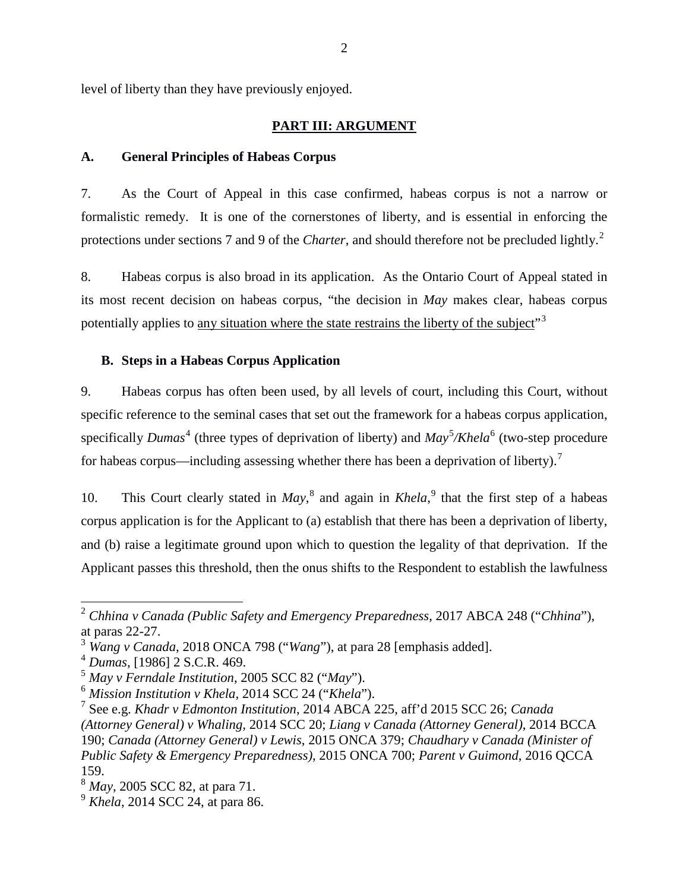level of liberty than they have previously enjoyed.

## PART III: ARGUMENT

### A. General Principles of Habeas Corpus

7. As the Court of Appeal in this case confirmed, habeas corpus is not a narrow or formalistic remedy. It is one of the cornerstones of liberty, and is essential in enforcing the protections under sections 7 and 9 of the *Charter*, and should therefore not be precluded lightly.[2]

8. Habeas corpus is also broad in its application. As the Ontario Court of Appeal stated in its most recent decision on habeas corpus, "the decision in *May* makes clear, habeas corpus potentially applies to <u>any situation where the state restrains the liberty of the subject</u>"[3]

### B. Steps in a Habeas Corpus Application

9. Habeas corpus has often been used, by all levels of court, including this Court, without specific reference to the seminal cases that set out the framework for a habeas corpus application, specifically *Dumas*[4] (three types of deprivation of liberty) and *May*[5]*/Khela*[6] (two-step procedure for habeas corpus—including assessing whether there has been a deprivation of liberty).[7]

10. This Court clearly stated in *May*,[8] and again in *Khela*,[9] that the first step of a habeas corpus application is for the Applicant to (a) establish that there has been a deprivation of liberty, and (b) raise a legitimate ground upon which to question the legality of that deprivation. If the Applicant passes this threshold, then the onus shifts to the Respondent to establish the lawfulness

---

[2] *Chhina v Canada (Public Safety and Emergency Preparedness*, 2017 ABCA 248 ("*Chhina*"), at paras 22-27.

[3] *Wang v Canada*, 2018 ONCA 798 ("*Wang*"), at para 28 [emphasis added].

[4] *Dumas*, [1986] 2 S.C.R. 469.

[5] *May v Ferndale Institution*, 2005 SCC 82 ("*May*").

[6] *Mission Institution v Khela*, 2014 SCC 24 ("*Khela*").

[7] See e.g. *Khadr v Edmonton Institution*, 2014 ABCA 225, aff'd 2015 SCC 26; *Canada (Attorney General) v Whaling*, 2014 SCC 20; *Liang v Canada (Attorney General)*, 2014 BCCA 190; *Canada (Attorney General) v Lewis*, 2015 ONCA 379; *Chaudhary v Canada (Minister of Public Safety & Emergency Preparedness)*, 2015 ONCA 700; *Parent v Guimond*, 2016 QCCA 159.

[8] *May*, 2005 SCC 82, at para 71.

[9] *Khela*, 2014 SCC 24, at para 86.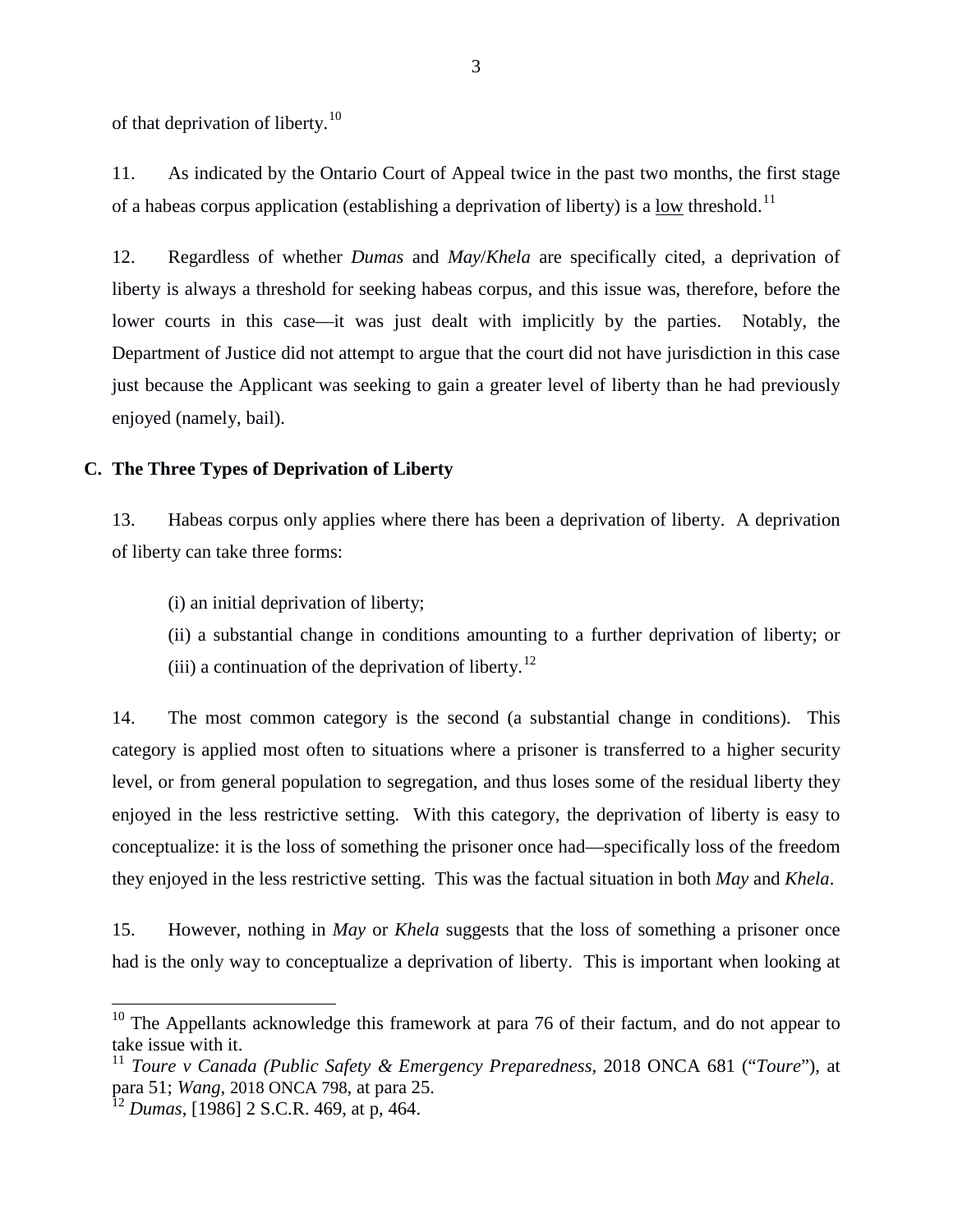of that deprivation of liberty.[10]

11. As indicated by the Ontario Court of Appeal twice in the past two months, the first stage of a habeas corpus application (establishing a deprivation of liberty) is a <u>low</u> threshold.[11]

12. Regardless of whether *Dumas* and *May*/*Khela* are specifically cited, a deprivation of liberty is always a threshold for seeking habeas corpus, and this issue was, therefore, before the lower courts in this case—it was just dealt with implicitly by the parties. Notably, the Department of Justice did not attempt to argue that the court did not have jurisdiction in this case just because the Applicant was seeking to gain a greater level of liberty than he had previously enjoyed (namely, bail).

### C. The Three Types of Deprivation of Liberty

13. Habeas corpus only applies where there has been a deprivation of liberty. A deprivation of liberty can take three forms:

(i) an initial deprivation of liberty;

(ii) a substantial change in conditions amounting to a further deprivation of liberty; or (iii) a continuation of the deprivation of liberty.[12]

14. The most common category is the second (a substantial change in conditions). This category is applied most often to situations where a prisoner is transferred to a higher security level, or from general population to segregation, and thus loses some of the residual liberty they enjoyed in the less restrictive setting. With this category, the deprivation of liberty is easy to conceptualize: it is the loss of something the prisoner once had—specifically loss of the freedom they enjoyed in the less restrictive setting. This was the factual situation in both *May* and *Khela*.

15. However, nothing in *May* or *Khela* suggests that the loss of something a prisoner once had is the only way to conceptualize a deprivation of liberty. This is important when looking at

---

[10] The Appellants acknowledge this framework at para 76 of their factum, and do not appear to take issue with it.

[11] *Toure v Canada (Public Safety & Emergency Preparedness*, 2018 ONCA 681 ("*Toure*"), at para 51; *Wang*, 2018 ONCA 798, at para 25.

[12] *Dumas*, [1986] 2 S.C.R. 469, at p, 464.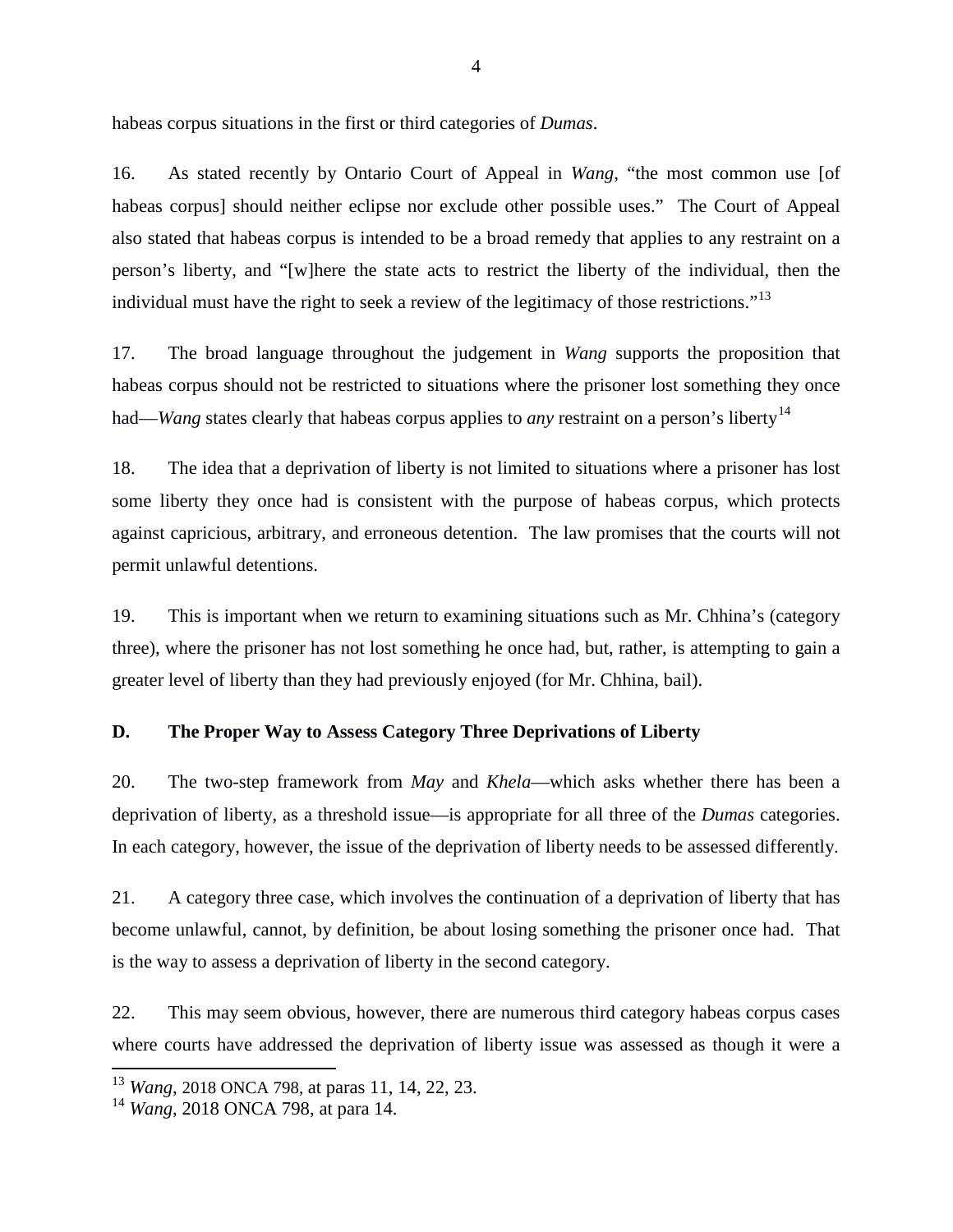habeas corpus situations in the first or third categories of *Dumas*.

16. As stated recently by Ontario Court of Appeal in *Wang*, "the most common use [of habeas corpus] should neither eclipse nor exclude other possible uses." The Court of Appeal also stated that habeas corpus is intended to be a broad remedy that applies to any restraint on a person's liberty, and "[w]here the state acts to restrict the liberty of the individual, then the individual must have the right to seek a review of the legitimacy of those restrictions."[13]

17. The broad language throughout the judgement in *Wang* supports the proposition that habeas corpus should not be restricted to situations where the prisoner lost something they once had—*Wang* states clearly that habeas corpus applies to *any* restraint on a person's liberty[14]

18. The idea that a deprivation of liberty is not limited to situations where a prisoner has lost some liberty they once had is consistent with the purpose of habeas corpus, which protects against capricious, arbitrary, and erroneous detention. The law promises that the courts will not permit unlawful detentions.

19. This is important when we return to examining situations such as Mr. Chhina's (category three), where the prisoner has not lost something he once had, but, rather, is attempting to gain a greater level of liberty than they had previously enjoyed (for Mr. Chhina, bail).

## D. The Proper Way to Assess Category Three Deprivations of Liberty

20. The two-step framework from *May* and *Khela*—which asks whether there has been a deprivation of liberty, as a threshold issue—is appropriate for all three of the *Dumas* categories. In each category, however, the issue of the deprivation of liberty needs to be assessed differently.

21. A category three case, which involves the continuation of a deprivation of liberty that has become unlawful, cannot, by definition, be about losing something the prisoner once had. That is the way to assess a deprivation of liberty in the second category.

22. This may seem obvious, however, there are numerous third category habeas corpus cases where courts have addressed the deprivation of liberty issue was assessed as though it were a

---

[13] *Wang*, 2018 ONCA 798, at paras 11, 14, 22, 23.

[14] *Wang*, 2018 ONCA 798, at para 14.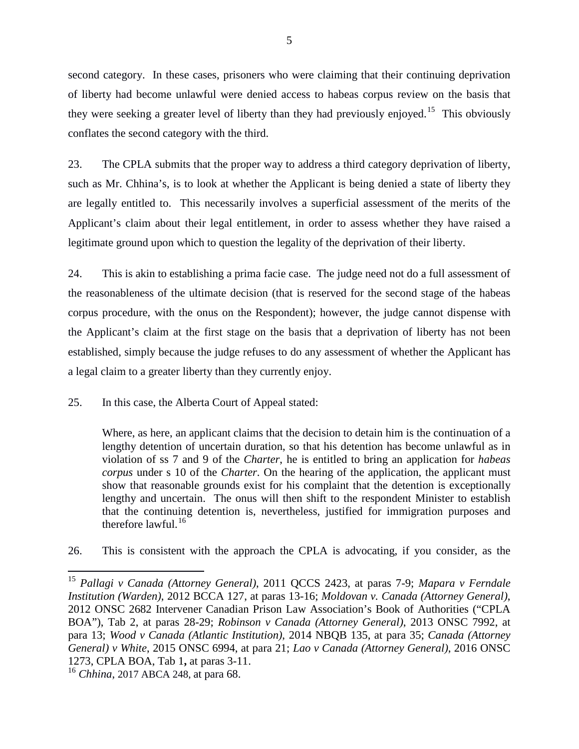second category. In these cases, prisoners who were claiming that their continuing deprivation of liberty had become unlawful were denied access to habeas corpus review on the basis that they were seeking a greater level of liberty than they had previously enjoyed.[15] This obviously conflates the second category with the third.

23. The CPLA submits that the proper way to address a third category deprivation of liberty, such as Mr. Chhina's, is to look at whether the Applicant is being denied a state of liberty they are legally entitled to. This necessarily involves a superficial assessment of the merits of the Applicant's claim about their legal entitlement, in order to assess whether they have raised a legitimate ground upon which to question the legality of the deprivation of their liberty.

24. This is akin to establishing a prima facie case. The judge need not do a full assessment of the reasonableness of the ultimate decision (that is reserved for the second stage of the habeas corpus procedure, with the onus on the Respondent); however, the judge cannot dispense with the Applicant's claim at the first stage on the basis that a deprivation of liberty has not been established, simply because the judge refuses to do any assessment of whether the Applicant has a legal claim to a greater liberty than they currently enjoy.

25. In this case, the Alberta Court of Appeal stated:

> Where, as here, an applicant claims that the decision to detain him is the continuation of a lengthy detention of uncertain duration, so that his detention has become unlawful as in violation of ss 7 and 9 of the *Charter*, he is entitled to bring an application for *habeas corpus* under s 10 of the *Charter*. On the hearing of the application, the applicant must show that reasonable grounds exist for his complaint that the detention is exceptionally lengthy and uncertain. The onus will then shift to the respondent Minister to establish that the continuing detention is, nevertheless, justified for immigration purposes and therefore lawful.[16]

26. This is consistent with the approach the CPLA is advocating, if you consider, as the

---

[15] *Pallagi v Canada (Attorney General)*, 2011 QCCS 2423, at paras 7-9; *Mapara v Ferndale Institution (Warden)*, 2012 BCCA 127, at paras 13-16; *Moldovan v. Canada (Attorney General)*, 2012 ONSC 2682 Intervener Canadian Prison Law Association's Book of Authorities ("CPLA BOA"), Tab 2, at paras 28-29; *Robinson v Canada (Attorney General)*, 2013 ONSC 7992, at para 13; *Wood v Canada (Atlantic Institution)*, 2014 NBQB 135, at para 35; *Canada (Attorney General) v White*, 2015 ONSC 6994, at para 21; *Lao v Canada (Attorney General)*, 2016 ONSC 1273, CPLA BOA, Tab 1**,** at paras 3-11.

[16] *Chhina*, 2017 ABCA 248, at para 68.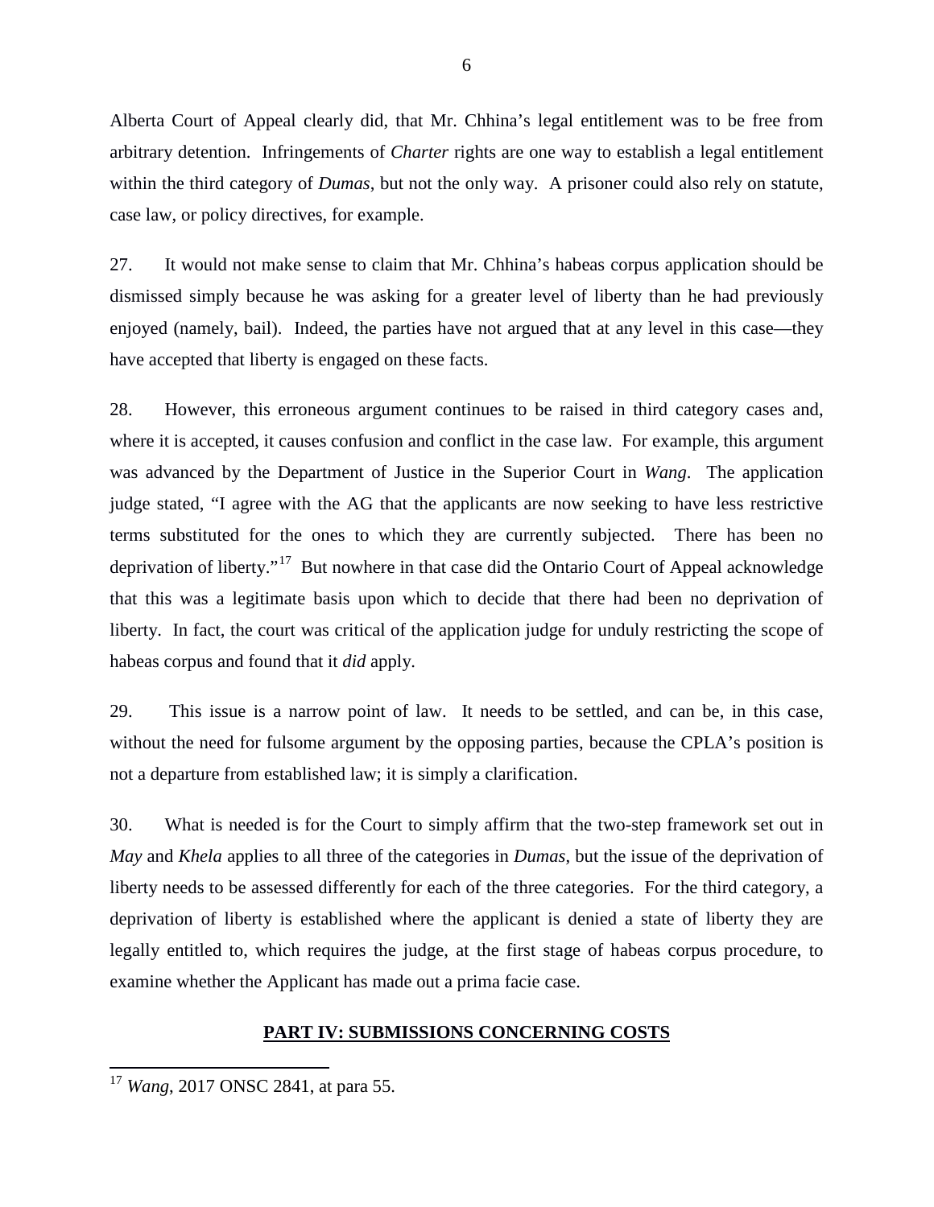Alberta Court of Appeal clearly did, that Mr. Chhina's legal entitlement was to be free from arbitrary detention. Infringements of *Charter* rights are one way to establish a legal entitlement within the third category of *Dumas*, but not the only way. A prisoner could also rely on statute, case law, or policy directives, for example.

27. It would not make sense to claim that Mr. Chhina's habeas corpus application should be dismissed simply because he was asking for a greater level of liberty than he had previously enjoyed (namely, bail). Indeed, the parties have not argued that at any level in this case—they have accepted that liberty is engaged on these facts.

28. However, this erroneous argument continues to be raised in third category cases and, where it is accepted, it causes confusion and conflict in the case law. For example, this argument was advanced by the Department of Justice in the Superior Court in *Wang*. The application judge stated, "I agree with the AG that the applicants are now seeking to have less restrictive terms substituted for the ones to which they are currently subjected. There has been no deprivation of liberty."[17] But nowhere in that case did the Ontario Court of Appeal acknowledge that this was a legitimate basis upon which to decide that there had been no deprivation of liberty. In fact, the court was critical of the application judge for unduly restricting the scope of habeas corpus and found that it *did* apply.

29. This issue is a narrow point of law. It needs to be settled, and can be, in this case, without the need for fulsome argument by the opposing parties, because the CPLA's position is not a departure from established law; it is simply a clarification.

30. What is needed is for the Court to simply affirm that the two-step framework set out in *May* and *Khela* applies to all three of the categories in *Dumas*, but the issue of the deprivation of liberty needs to be assessed differently for each of the three categories. For the third category, a deprivation of liberty is established where the applicant is denied a state of liberty they are legally entitled to, which requires the judge, at the first stage of habeas corpus procedure, to examine whether the Applicant has made out a prima facie case.

## PART IV: SUBMISSIONS CONCERNING COSTS

---

[17] *Wang*, 2017 ONSC 2841, at para 55.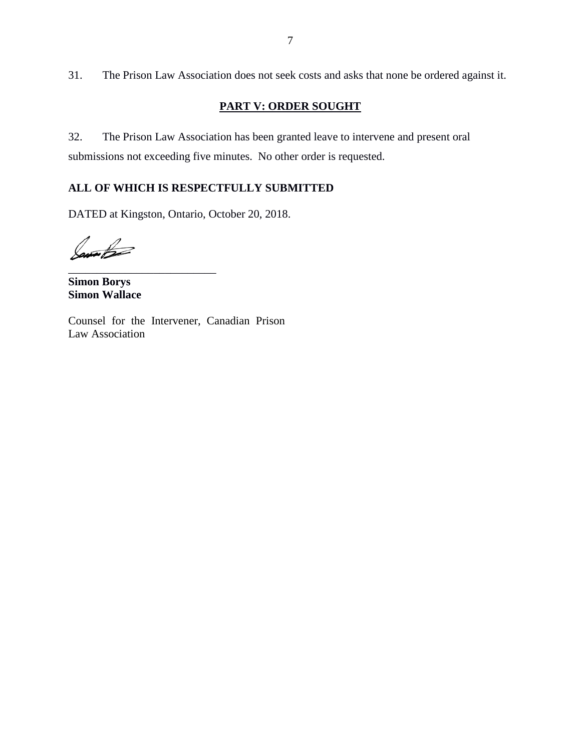31. The Prison Law Association does not seek costs and asks that none be ordered against it.

## PART V: ORDER SOUGHT

32. The Prison Law Association has been granted leave to intervene and present oral submissions not exceeding five minutes. No other order is requested.

**ALL OF WHICH IS RESPECTFULLY SUBMITTED**

DATED at Kingston, Ontario, October 20, 2018.

___________________________

**Simon Borys**
**Simon Wallace**

Counsel for the Intervener, Canadian Prison Law Association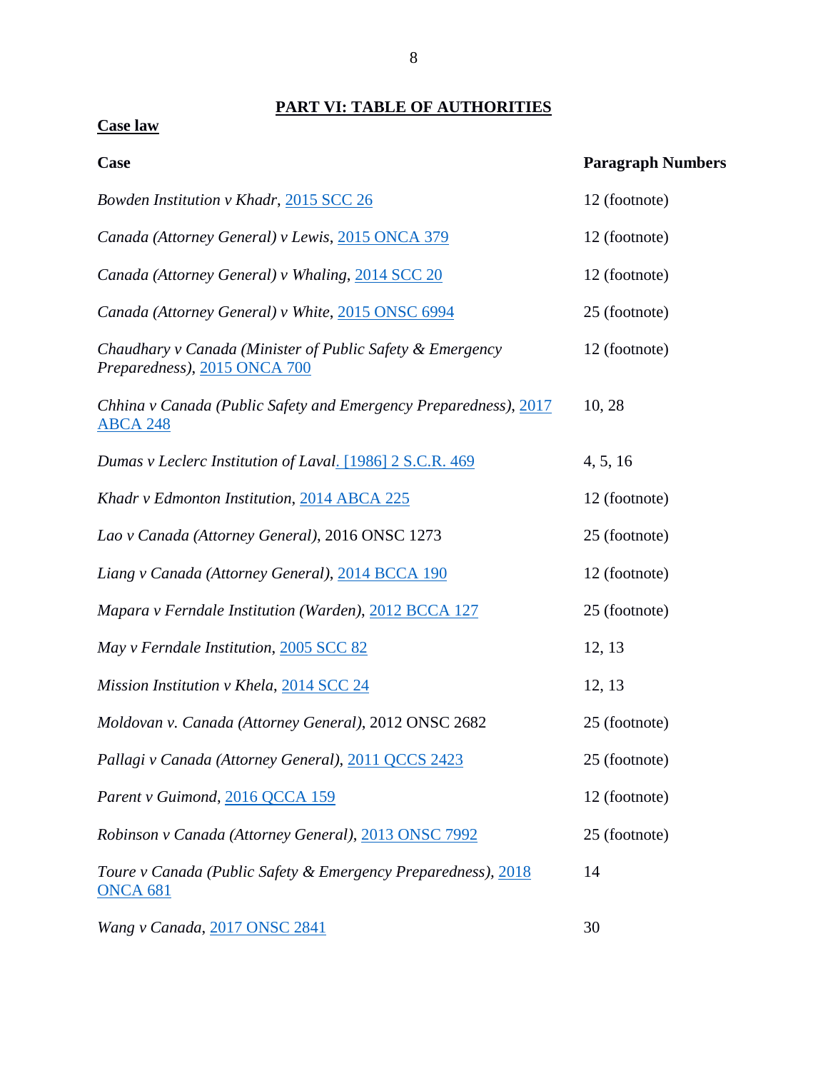## PART VI: TABLE OF AUTHORITIES

### Case law

| Case | Paragraph Numbers |
|---|---|
| *Bowden Institution v Khadr*, 2015 SCC 26 | 12 (footnote) |
| *Canada (Attorney General) v Lewis*, 2015 ONCA 379 | 12 (footnote) |
| *Canada (Attorney General) v Whaling*, 2014 SCC 20 | 12 (footnote) |
| *Canada (Attorney General) v White*, 2015 ONSC 6994 | 25 (footnote) |
| *Chaudhary v Canada (Minister of Public Safety & Emergency Preparedness)*, 2015 ONCA 700 | 12 (footnote) |
| *Chhina v Canada (Public Safety and Emergency Preparedness)*, 2017 ABCA 248 | 10, 28 |
| *Dumas v Leclerc Institution of Laval*. [1986] 2 S.C.R. 469 | 4, 5, 16 |
| *Khadr v Edmonton Institution*, 2014 ABCA 225 | 12 (footnote) |
| *Lao v Canada (Attorney General)*, 2016 ONSC 1273 | 25 (footnote) |
| *Liang v Canada (Attorney General)*, 2014 BCCA 190 | 12 (footnote) |
| *Mapara v Ferndale Institution (Warden)*, 2012 BCCA 127 | 25 (footnote) |
| *May v Ferndale Institution*, 2005 SCC 82 | 12, 13 |
| *Mission Institution v Khela*, 2014 SCC 24 | 12, 13 |
| *Moldovan v. Canada (Attorney General)*, 2012 ONSC 2682 | 25 (footnote) |
| *Pallagi v Canada (Attorney General)*, 2011 QCCS 2423 | 25 (footnote) |
| *Parent v Guimond*, 2016 QCCA 159 | 12 (footnote) |
| *Robinson v Canada (Attorney General)*, 2013 ONSC 7992 | 25 (footnote) |
| *Toure v Canada (Public Safety & Emergency Preparedness)*, 2018 ONCA 681 | 14 |
| *Wang v Canada*, 2017 ONSC 2841 | 30 |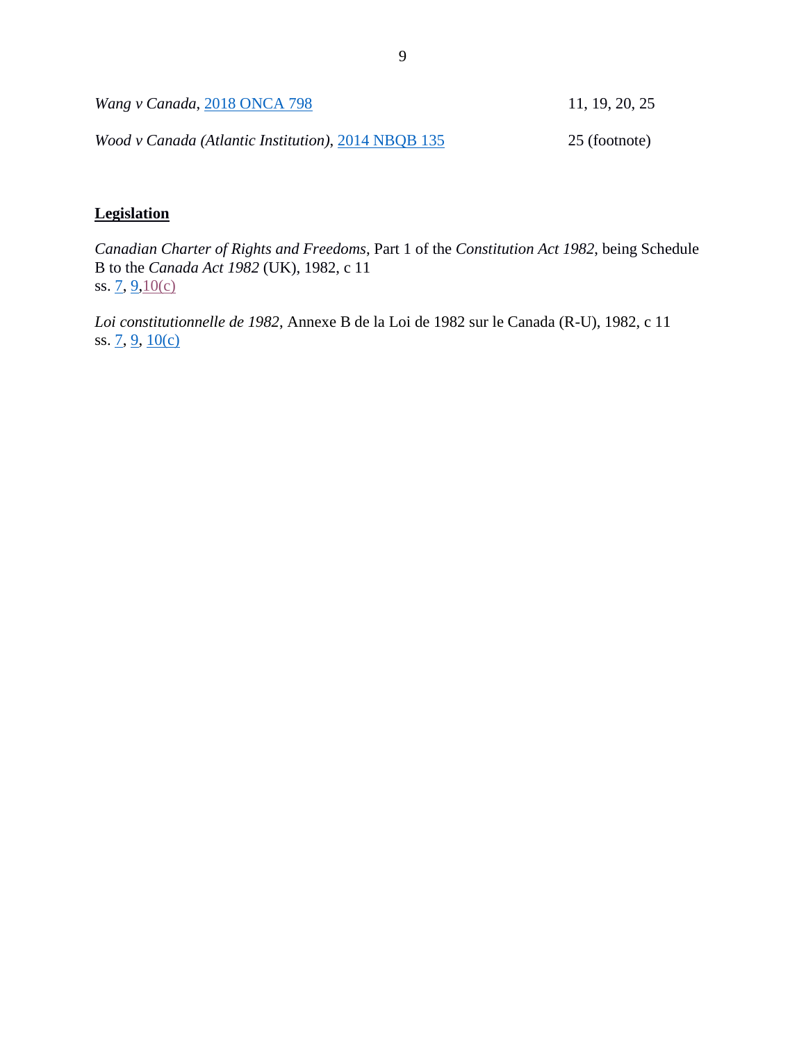| | |
|---|---|
| *Wang v Canada*, 2018 ONCA 798 | 11, 19, 20, 25 |
| *Wood v Canada (Atlantic Institution)*, 2014 NBQB 135 | 25 (footnote) |

**Legislation**

*Canadian Charter of Rights and Freedoms*, Part 1 of the *Constitution Act 1982*, being Schedule B to the *Canada Act 1982* (UK), 1982, c 11
ss. 7, 9,10(c)

*Loi constitutionnelle de 1982*, Annexe B de la Loi de 1982 sur le Canada (R-U), 1982, c 11
ss. 7, 9, 10(c)